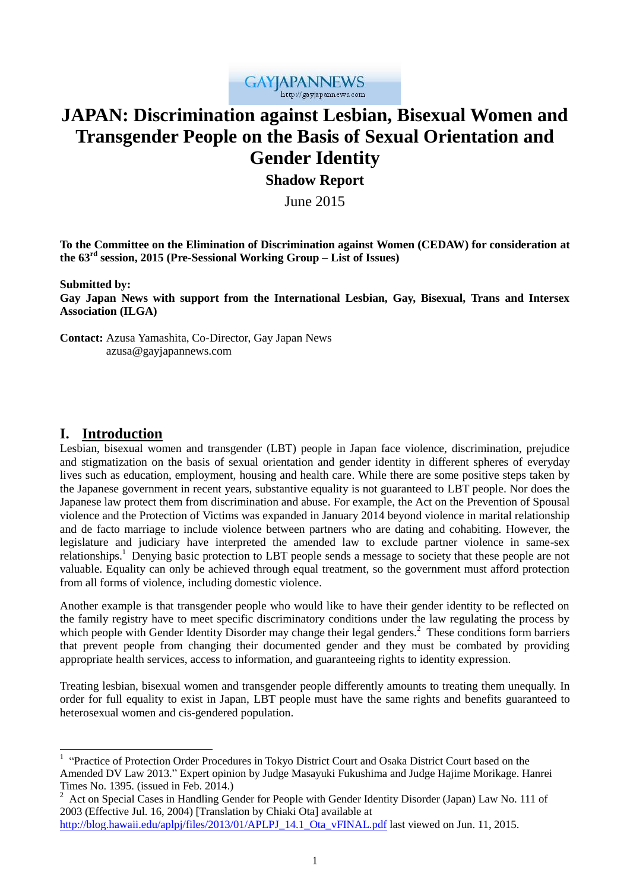GAYJAPANNEWS
http://gayjapannews.com

# JAPAN: Discrimination against Lesbian, Bisexual Women and Transgender People on the Basis of Sexual Orientation and Gender Identity

## Shadow Report

June 2015

**To the Committee on the Elimination of Discrimination against Women (CEDAW) for consideration at the 63rd session, 2015 (Pre-Sessional Working Group – List of Issues)**

**Submitted by:**
**Gay Japan News with support from the International Lesbian, Gay, Bisexual, Trans and Intersex Association (ILGA)**

**Contact:** Azusa Yamashita, Co-Director, Gay Japan News
azusa@gayjapannews.com

## I. Introduction

Lesbian, bisexual women and transgender (LBT) people in Japan face violence, discrimination, prejudice and stigmatization on the basis of sexual orientation and gender identity in different spheres of everyday lives such as education, employment, housing and health care. While there are some positive steps taken by the Japanese government in recent years, substantive equality is not guaranteed to LBT people. Nor does the Japanese law protect them from discrimination and abuse. For example, the Act on the Prevention of Spousal violence and the Protection of Victims was expanded in January 2014 beyond violence in marital relationship and de facto marriage to include violence between partners who are dating and cohabiting. However, the legislature and judiciary have interpreted the amended law to exclude partner violence in same-sex relationships.[1] Denying basic protection to LBT people sends a message to society that these people are not valuable. Equality can only be achieved through equal treatment, so the government must afford protection from all forms of violence, including domestic violence.

Another example is that transgender people who would like to have their gender identity to be reflected on the family registry have to meet specific discriminatory conditions under the law regulating the process by which people with Gender Identity Disorder may change their legal genders.[2] These conditions form barriers that prevent people from changing their documented gender and they must be combated by providing appropriate health services, access to information, and guaranteeing rights to identity expression.

Treating lesbian, bisexual women and transgender people differently amounts to treating them unequally. In order for full equality to exist in Japan, LBT people must have the same rights and benefits guaranteed to heterosexual women and cis-gendered population.

---

[1] "Practice of Protection Order Procedures in Tokyo District Court and Osaka District Court based on the Amended DV Law 2013." Expert opinion by Judge Masayuki Fukushima and Judge Hajime Morikage. Hanrei Times No. 1395. (issued in Feb. 2014.)

[2] Act on Special Cases in Handling Gender for People with Gender Identity Disorder (Japan) Law No. 111 of 2003 (Effective Jul. 16, 2004) [Translation by Chiaki Ota] available at http://blog.hawaii.edu/aplpj/files/2013/01/APLPJ_14.1_Ota_vFINAL.pdf last viewed on Jun. 11, 2015.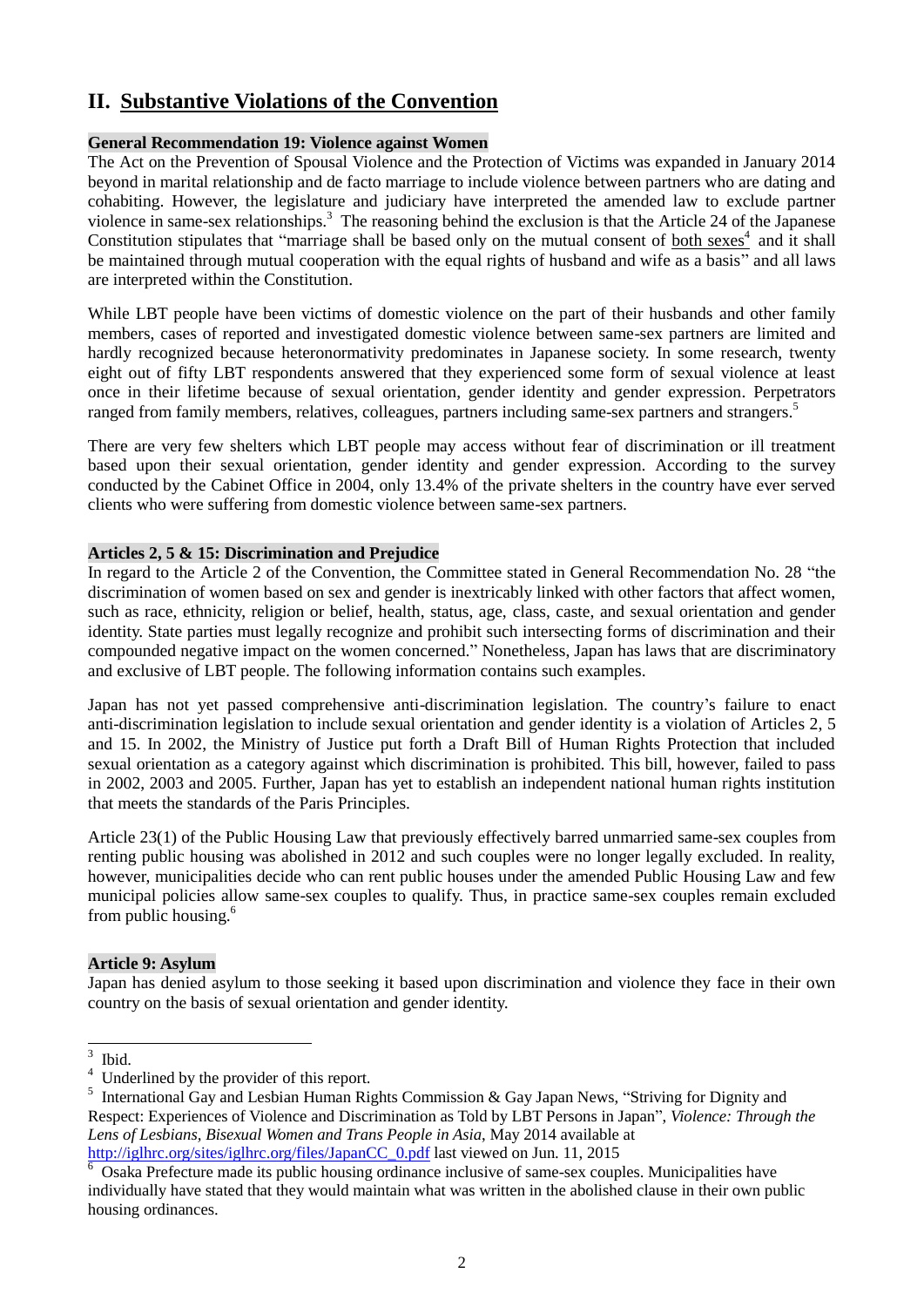## II. Substantive Violations of the Convention

**General Recommendation 19: Violence against Women**

The Act on the Prevention of Spousal Violence and the Protection of Victims was expanded in January 2014 beyond in marital relationship and de facto marriage to include violence between partners who are dating and cohabiting. However, the legislature and judiciary have interpreted the amended law to exclude partner violence in same-sex relationships.[3] The reasoning behind the exclusion is that the Article 24 of the Japanese Constitution stipulates that "marriage shall be based only on the mutual consent of both sexes[4] and it shall be maintained through mutual cooperation with the equal rights of husband and wife as a basis" and all laws are interpreted within the Constitution.

While LBT people have been victims of domestic violence on the part of their husbands and other family members, cases of reported and investigated domestic violence between same-sex partners are limited and hardly recognized because heteronormativity predominates in Japanese society. In some research, twenty eight out of fifty LBT respondents answered that they experienced some form of sexual violence at least once in their lifetime because of sexual orientation, gender identity and gender expression. Perpetrators ranged from family members, relatives, colleagues, partners including same-sex partners and strangers.[5]

There are very few shelters which LBT people may access without fear of discrimination or ill treatment based upon their sexual orientation, gender identity and gender expression. According to the survey conducted by the Cabinet Office in 2004, only 13.4% of the private shelters in the country have ever served clients who were suffering from domestic violence between same-sex partners.

**Articles 2, 5 & 15: Discrimination and Prejudice**

In regard to the Article 2 of the Convention, the Committee stated in General Recommendation No. 28 "the discrimination of women based on sex and gender is inextricably linked with other factors that affect women, such as race, ethnicity, religion or belief, health, status, age, class, caste, and sexual orientation and gender identity. State parties must legally recognize and prohibit such intersecting forms of discrimination and their compounded negative impact on the women concerned." Nonetheless, Japan has laws that are discriminatory and exclusive of LBT people. The following information contains such examples.

Japan has not yet passed comprehensive anti-discrimination legislation. The country's failure to enact anti-discrimination legislation to include sexual orientation and gender identity is a violation of Articles 2, 5 and 15. In 2002, the Ministry of Justice put forth a Draft Bill of Human Rights Protection that included sexual orientation as a category against which discrimination is prohibited. This bill, however, failed to pass in 2002, 2003 and 2005. Further, Japan has yet to establish an independent national human rights institution that meets the standards of the Paris Principles.

Article 23(1) of the Public Housing Law that previously effectively barred unmarried same-sex couples from renting public housing was abolished in 2012 and such couples were no longer legally excluded. In reality, however, municipalities decide who can rent public houses under the amended Public Housing Law and few municipal policies allow same-sex couples to qualify. Thus, in practice same-sex couples remain excluded from public housing.[6]

**Article 9: Asylum**

Japan has denied asylum to those seeking it based upon discrimination and violence they face in their own country on the basis of sexual orientation and gender identity.

---

[3] Ibid.

[4] Underlined by the provider of this report.

[5] International Gay and Lesbian Human Rights Commission & Gay Japan News, "Striving for Dignity and Respect: Experiences of Violence and Discrimination as Told by LBT Persons in Japan", *Violence: Through the Lens of Lesbians, Bisexual Women and Trans People in Asia*, May 2014 available at http://iglhrc.org/sites/iglhrc.org/files/JapanCC_0.pdf last viewed on Jun. 11, 2015

[6] Osaka Prefecture made its public housing ordinance inclusive of same-sex couples. Municipalities have individually have stated that they would maintain what was written in the abolished clause in their own public housing ordinances.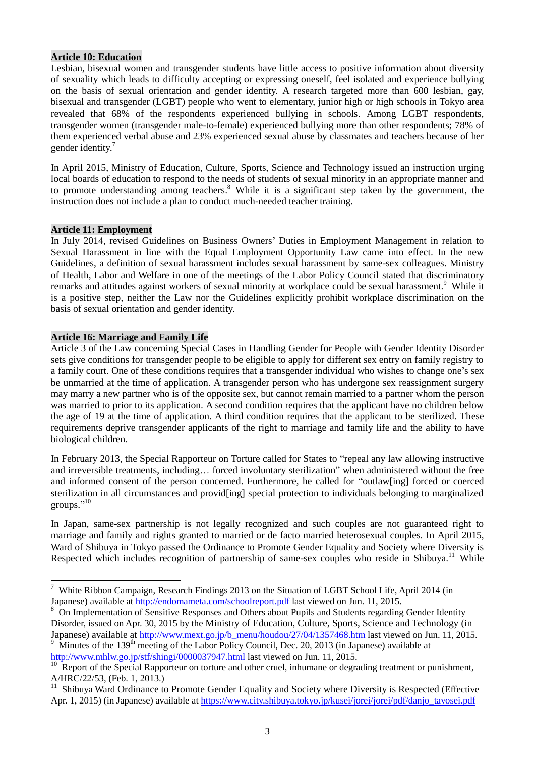**Article 10: Education**

Lesbian, bisexual women and transgender students have little access to positive information about diversity of sexuality which leads to difficulty accepting or expressing oneself, feel isolated and experience bullying on the basis of sexual orientation and gender identity. A research targeted more than 600 lesbian, gay, bisexual and transgender (LGBT) people who went to elementary, junior high or high schools in Tokyo area revealed that 68% of the respondents experienced bullying in schools. Among LGBT respondents, transgender women (transgender male-to-female) experienced bullying more than other respondents; 78% of them experienced verbal abuse and 23% experienced sexual abuse by classmates and teachers because of her gender identity.[7]

In April 2015, Ministry of Education, Culture, Sports, Science and Technology issued an instruction urging local boards of education to respond to the needs of students of sexual minority in an appropriate manner and to promote understanding among teachers.[8] While it is a significant step taken by the government, the instruction does not include a plan to conduct much-needed teacher training.

**Article 11: Employment**

In July 2014, revised Guidelines on Business Owners' Duties in Employment Management in relation to Sexual Harassment in line with the Equal Employment Opportunity Law came into effect. In the new Guidelines, a definition of sexual harassment includes sexual harassment by same-sex colleagues. Ministry of Health, Labor and Welfare in one of the meetings of the Labor Policy Council stated that discriminatory remarks and attitudes against workers of sexual minority at workplace could be sexual harassment.[9] While it is a positive step, neither the Law nor the Guidelines explicitly prohibit workplace discrimination on the basis of sexual orientation and gender identity.

**Article 16: Marriage and Family Life**

Article 3 of the Law concerning Special Cases in Handling Gender for People with Gender Identity Disorder sets give conditions for transgender people to be eligible to apply for different sex entry on family registry to a family court. One of these conditions requires that a transgender individual who wishes to change one's sex be unmarried at the time of application. A transgender person who has undergone sex reassignment surgery may marry a new partner who is of the opposite sex, but cannot remain married to a partner whom the person was married to prior to its application. A second condition requires that the applicant have no children below the age of 19 at the time of application. A third condition requires that the applicant to be sterilized. These requirements deprive transgender applicants of the right to marriage and family life and the ability to have biological children.

In February 2013, the Special Rapporteur on Torture called for States to "repeal any law allowing instructive and irreversible treatments, including… forced involuntary sterilization" when administered without the free and informed consent of the person concerned. Furthermore, he called for "outlaw[ing] forced or coerced sterilization in all circumstances and provid[ing] special protection to individuals belonging to marginalized groups."[10]

In Japan, same-sex partnership is not legally recognized and such couples are not guaranteed right to marriage and family and rights granted to married or de facto married heterosexual couples. In April 2015, Ward of Shibuya in Tokyo passed the Ordinance to Promote Gender Equality and Society where Diversity is Respected which includes recognition of partnership of same-sex couples who reside in Shibuya.[11] While

---

[7] White Ribbon Campaign, Research Findings 2013 on the Situation of LGBT School Life, April 2014 (in Japanese) available at http://endomameta.com/schoolreport.pdf last viewed on Jun. 11, 2015.

[8] On Implementation of Sensitive Responses and Others about Pupils and Students regarding Gender Identity Disorder, issued on Apr. 30, 2015 by the Ministry of Education, Culture, Sports, Science and Technology (in Japanese) available at http://www.mext.go.jp/b_menu/houdou/27/04/1357468.htm last viewed on Jun. 11, 2015.

[9] Minutes of the 139th meeting of the Labor Policy Council, Dec. 20, 2013 (in Japanese) available at http://www.mhlw.go.jp/stf/shingi/0000037947.html last viewed on Jun. 11, 2015.

[10] Report of the Special Rapporteur on torture and other cruel, inhumane or degrading treatment or punishment, A/HRC/22/53, (Feb. 1, 2013.)

[11] Shibuya Ward Ordinance to Promote Gender Equality and Society where Diversity is Respected (Effective Apr. 1, 2015) (in Japanese) available at https://www.city.shibuya.tokyo.jp/kusei/jorei/jorei/pdf/danjo_tayosei.pdf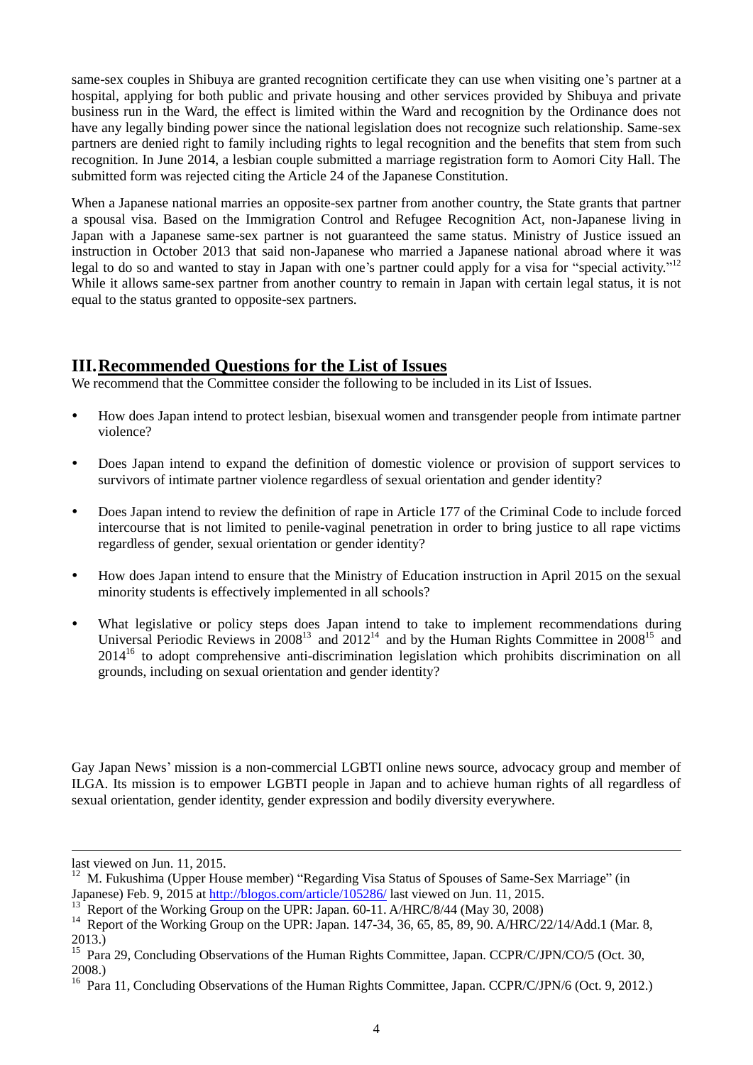same-sex couples in Shibuya are granted recognition certificate they can use when visiting one's partner at a hospital, applying for both public and private housing and other services provided by Shibuya and private business run in the Ward, the effect is limited within the Ward and recognition by the Ordinance does not have any legally binding power since the national legislation does not recognize such relationship. Same-sex partners are denied right to family including rights to legal recognition and the benefits that stem from such recognition. In June 2014, a lesbian couple submitted a marriage registration form to Aomori City Hall. The submitted form was rejected citing the Article 24 of the Japanese Constitution.

When a Japanese national marries an opposite-sex partner from another country, the State grants that partner a spousal visa. Based on the Immigration Control and Refugee Recognition Act, non-Japanese living in Japan with a Japanese same-sex partner is not guaranteed the same status. Ministry of Justice issued an instruction in October 2013 that said non-Japanese who married a Japanese national abroad where it was legal to do so and wanted to stay in Japan with one's partner could apply for a visa for "special activity."[12] While it allows same-sex partner from another country to remain in Japan with certain legal status, it is not equal to the status granted to opposite-sex partners.

## III. Recommended Questions for the List of Issues

We recommend that the Committee consider the following to be included in its List of Issues.

- How does Japan intend to protect lesbian, bisexual women and transgender people from intimate partner violence?
- Does Japan intend to expand the definition of domestic violence or provision of support services to survivors of intimate partner violence regardless of sexual orientation and gender identity?
- Does Japan intend to review the definition of rape in Article 177 of the Criminal Code to include forced intercourse that is not limited to penile-vaginal penetration in order to bring justice to all rape victims regardless of gender, sexual orientation or gender identity?
- How does Japan intend to ensure that the Ministry of Education instruction in April 2015 on the sexual minority students is effectively implemented in all schools?
- What legislative or policy steps does Japan intend to take to implement recommendations during Universal Periodic Reviews in 2008[13] and 2012[14] and by the Human Rights Committee in 2008[15] and 2014[16] to adopt comprehensive anti-discrimination legislation which prohibits discrimination on all grounds, including on sexual orientation and gender identity?

Gay Japan News' mission is a non-commercial LGBTI online news source, advocacy group and member of ILGA. Its mission is to empower LGBTI people in Japan and to achieve human rights of all regardless of sexual orientation, gender identity, gender expression and bodily diversity everywhere.

---

last viewed on Jun. 11, 2015.

[12] M. Fukushima (Upper House member) "Regarding Visa Status of Spouses of Same-Sex Marriage" (in Japanese) Feb. 9, 2015 at http://blogos.com/article/105286/ last viewed on Jun. 11, 2015.

[13] Report of the Working Group on the UPR: Japan. 60-11. A/HRC/8/44 (May 30, 2008)

[14] Report of the Working Group on the UPR: Japan. 147-34, 36, 65, 85, 89, 90. A/HRC/22/14/Add.1 (Mar. 8, 2013.)

[15] Para 29, Concluding Observations of the Human Rights Committee, Japan. CCPR/C/JPN/CO/5 (Oct. 30, 2008.)

[16] Para 11, Concluding Observations of the Human Rights Committee, Japan. CCPR/C/JPN/6 (Oct. 9, 2012.)